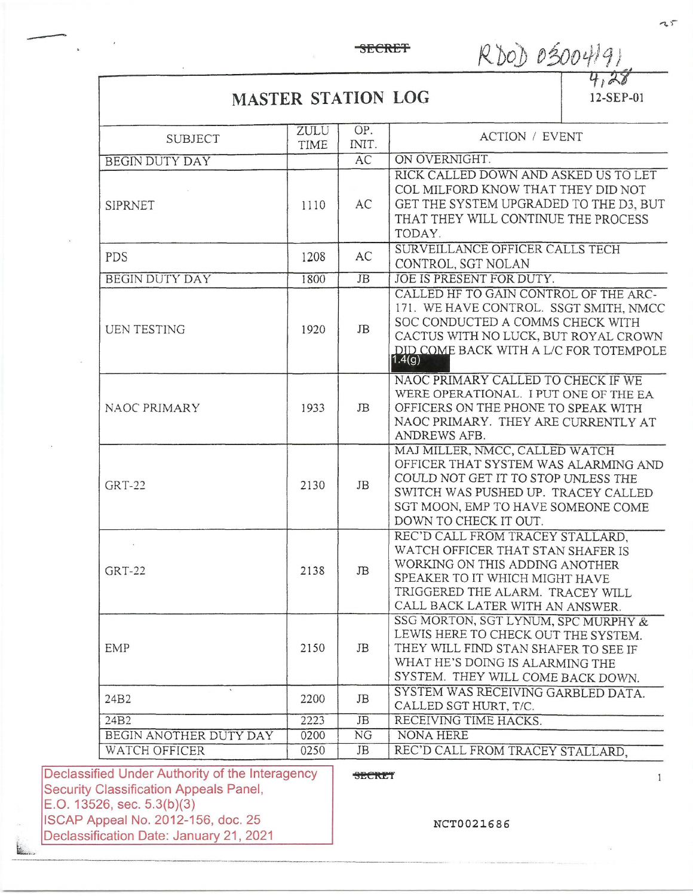SECRET

RDoD 03004191

4,28

# MASTER STATION LOG

12-SEP-01

| SUBJECT | ZULU TIME | OP. INIT. | ACTION / EVENT |
|---|---|---|---|
| BEGIN DUTY DAY | | AC | ON OVERNIGHT. |
| SIPRNET | 1110 | AC | RICK CALLED DOWN AND ASKED US TO LET COL MILFORD KNOW THAT THEY DID NOT GET THE SYSTEM UPGRADED TO THE D3, BUT THAT THEY WILL CONTINUE THE PROCESS TODAY. |
| PDS | 1208 | AC | SURVEILLANCE OFFICER CALLS TECH CONTROL, SGT NOLAN |
| BEGIN DUTY DAY | 1800 | JB | JOE IS PRESENT FOR DUTY. |
| UEN TESTING | 1920 | JB | CALLED HF TO GAIN CONTROL OF THE ARC-171. WE HAVE CONTROL. SSGT SMITH, NMCC SOC CONDUCTED A COMMS CHECK WITH CACTUS WITH NO LUCK, BUT ROYAL CROWN DID COME BACK WITH A L/C FOR TOTEMPOLE 1.4(g) |
| NAOC PRIMARY | 1933 | JB | NAOC PRIMARY CALLED TO CHECK IF WE WERE OPERATIONAL. I PUT ONE OF THE EA OFFICERS ON THE PHONE TO SPEAK WITH NAOC PRIMARY. THEY ARE CURRENTLY AT ANDREWS AFB. |
| GRT-22 | 2130 | JB | MAJ MILLER, NMCC, CALLED WATCH OFFICER THAT SYSTEM WAS ALARMING AND COULD NOT GET IT TO STOP UNLESS THE SWITCH WAS PUSHED UP. TRACEY CALLED SGT MOON, EMP TO HAVE SOMEONE COME DOWN TO CHECK IT OUT. |
| GRT-22 | 2138 | JB | REC'D CALL FROM TRACEY STALLARD, WATCH OFFICER THAT STAN SHAFER IS WORKING ON THIS ADDING ANOTHER SPEAKER TO IT WHICH MIGHT HAVE TRIGGERED THE ALARM. TRACEY WILL CALL BACK LATER WITH AN ANSWER. |
| EMP | 2150 | JB | SSG MORTON, SGT LYNUM, SPC MURPHY & LEWIS HERE TO CHECK OUT THE SYSTEM. THEY WILL FIND STAN SHAFER TO SEE IF WHAT HE'S DOING IS ALARMING THE SYSTEM. THEY WILL COME BACK DOWN. |
| 24B2 | 2200 | JB | SYSTEM WAS RECEIVING GARBLED DATA. CALLED SGT HURT, T/C. |
| 24B2 | 2223 | JB | RECEIVING TIME HACKS. |
| BEGIN ANOTHER DUTY DAY | 0200 | NG | NONA HERE |
| WATCH OFFICER | 0250 | JB | REC'D CALL FROM TRACEY STALLARD, |

Declassified Under Authority of the Interagency Security Classification Appeals Panel, E.O. 13526, sec. 5.3(b)(3)
ISCAP Appeal No. 2012-156, doc. 25
Declassification Date: January 21, 2021

SECRET

NCT0021686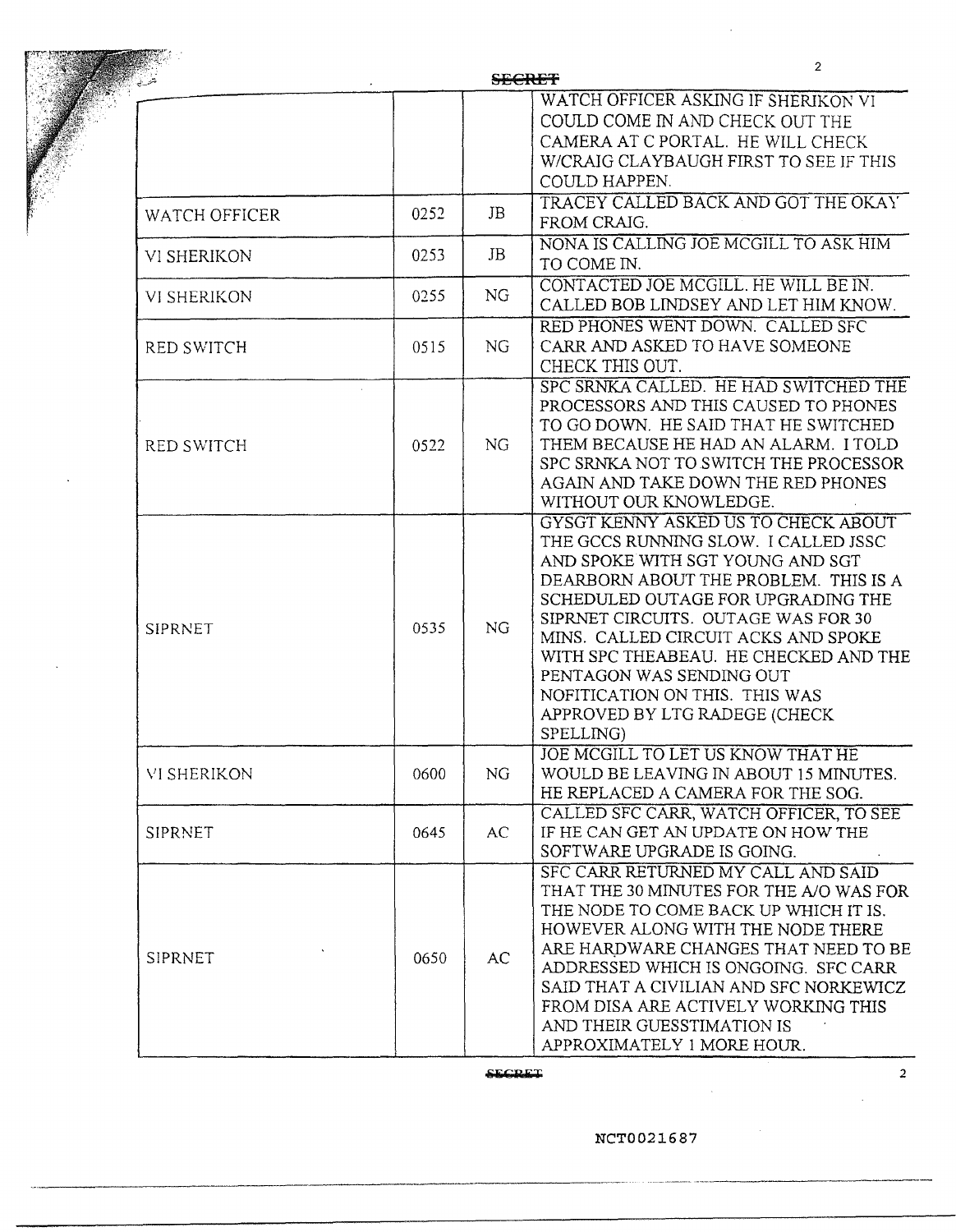SECRET

| | | | |
|---|---|---|---|
| | | | WATCH OFFICER ASKING IF SHERIKON VI COULD COME IN AND CHECK OUT THE CAMERA AT C PORTAL. HE WILL CHECK W/CRAIG CLAYBAUGH FIRST TO SEE IF THIS COULD HAPPEN. |
| WATCH OFFICER | 0252 | JB | TRACEY CALLED BACK AND GOT THE OKAY FROM CRAIG. |
| VI SHERIKON | 0253 | JB | NONA IS CALLING JOE MCGILL TO ASK HIM TO COME IN. |
| VI SHERIKON | 0255 | NG | CONTACTED JOE MCGILL. HE WILL BE IN. CALLED BOB LINDSEY AND LET HIM KNOW. |
| RED SWITCH | 0515 | NG | RED PHONES WENT DOWN. CALLED SFC CARR AND ASKED TO HAVE SOMEONE CHECK THIS OUT. |
| RED SWITCH | 0522 | NG | SPC SRNKA CALLED. HE HAD SWITCHED THE PROCESSORS AND THIS CAUSED TO PHONES TO GO DOWN. HE SAID THAT HE SWITCHED THEM BECAUSE HE HAD AN ALARM. I TOLD SPC SRNKA NOT TO SWITCH THE PROCESSOR AGAIN AND TAKE DOWN THE RED PHONES WITHOUT OUR KNOWLEDGE. |
| SIPRNET | 0535 | NG | GYSGT KENNY ASKED US TO CHECK ABOUT THE GCCS RUNNING SLOW. I CALLED JSSC AND SPOKE WITH SGT YOUNG AND SGT DEARBORN ABOUT THE PROBLEM. THIS IS A SCHEDULED OUTAGE FOR UPGRADING THE SIPRNET CIRCUITS. OUTAGE WAS FOR 30 MINS. CALLED CIRCUIT ACKS AND SPOKE WITH SPC THEABEAU. HE CHECKED AND THE PENTAGON WAS SENDING OUT NOFITICATION ON THIS. THIS WAS APPROVED BY LTG RADEGE (CHECK SPELLING) |
| VI SHERIKON | 0600 | NG | JOE MCGILL TO LET US KNOW THAT HE WOULD BE LEAVING IN ABOUT 15 MINUTES. HE REPLACED A CAMERA FOR THE SOG. |
| SIPRNET | 0645 | AC | CALLED SFC CARR, WATCH OFFICER, TO SEE IF HE CAN GET AN UPDATE ON HOW THE SOFTWARE UPGRADE IS GOING. |
| SIPRNET | 0650 | AC | SFC CARR RETURNED MY CALL AND SAID THAT THE 30 MINUTES FOR THE A/O WAS FOR THE NODE TO COME BACK UP WHICH IT IS. HOWEVER ALONG WITH THE NODE THERE ARE HARDWARE CHANGES THAT NEED TO BE ADDRESSED WHICH IS ONGOING. SFC CARR SAID THAT A CIVILIAN AND SFC NORKEWICZ FROM DISA ARE ACTIVELY WORKING THIS AND THEIR GUESSTIMATION IS APPROXIMATELY 1 MORE HOUR. |

SECRET

NCT0021687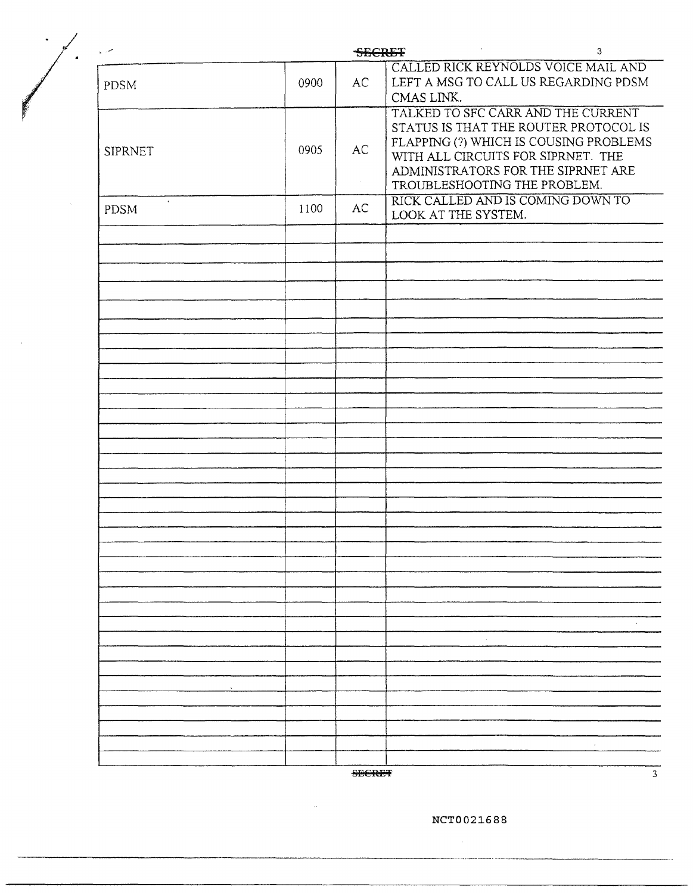SECRET

| | | | |
|---|---|---|---|
| PDSM | 0900 | AC | CALLED RICK REYNOLDS VOICE MAIL AND LEFT A MSG TO CALL US REGARDING PDSM CMAS LINK. |
| SIPRNET | 0905 | AC | TALKED TO SFC CARR AND THE CURRENT STATUS IS THAT THE ROUTER PROTOCOL IS FLAPPING (?) WHICH IS COUSING PROBLEMS WITH ALL CIRCUITS FOR SIPRNET. THE ADMINISTRATORS FOR THE SIPRNET ARE TROUBLESHOOTING THE PROBLEM. |
| PDSM | 1100 | AC | RICK CALLED AND IS COMING DOWN TO LOOK AT THE SYSTEM. |
| | | | |
| | | | |
| | | | |
| | | | |
| | | | |
| | | | |
| | | | |
| | | | |
| | | | |
| | | | |
| | | | |
| | | | |
| | | | |
| | | | |
| | | | |
| | | | |
| | | | |
| | | | |
| | | | |
| | | | |
| | | | |
| | | | |
| | | | |
| | | | |
| | | | |
| | | | |
| | | | |
| | | | |
| | | | |
| | | | |
| | | | |
| | | | |
| | | | |

SECRET

NCT0021688